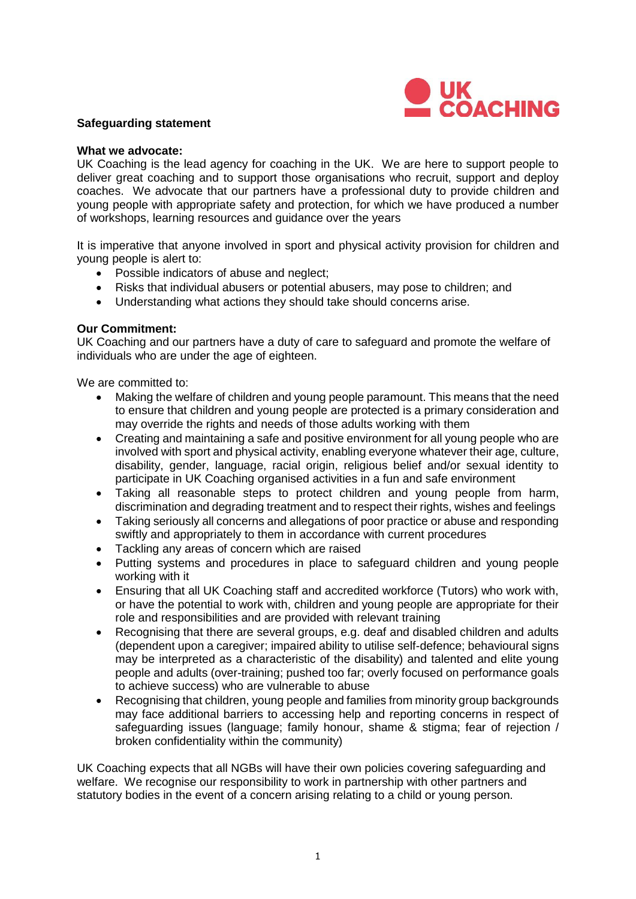## Safeguarding statement

**What we advocate:**
UK Coaching is the lead agency for coaching in the UK. We are here to support people to deliver great coaching and to support those organisations who recruit, support and deploy coaches. We advocate that our partners have a professional duty to provide children and young people with appropriate safety and protection, for which we have produced a number of workshops, learning resources and guidance over the years

It is imperative that anyone involved in sport and physical activity provision for children and young people is alert to:

- Possible indicators of abuse and neglect;
- Risks that individual abusers or potential abusers, may pose to children; and
- Understanding what actions they should take should concerns arise.

**Our Commitment:**
UK Coaching and our partners have a duty of care to safeguard and promote the welfare of individuals who are under the age of eighteen.

We are committed to:

- Making the welfare of children and young people paramount. This means that the need to ensure that children and young people are protected is a primary consideration and may override the rights and needs of those adults working with them
- Creating and maintaining a safe and positive environment for all young people who are involved with sport and physical activity, enabling everyone whatever their age, culture, disability, gender, language, racial origin, religious belief and/or sexual identity to participate in UK Coaching organised activities in a fun and safe environment
- Taking all reasonable steps to protect children and young people from harm, discrimination and degrading treatment and to respect their rights, wishes and feelings
- Taking seriously all concerns and allegations of poor practice or abuse and responding swiftly and appropriately to them in accordance with current procedures
- Tackling any areas of concern which are raised
- Putting systems and procedures in place to safeguard children and young people working with it
- Ensuring that all UK Coaching staff and accredited workforce (Tutors) who work with, or have the potential to work with, children and young people are appropriate for their role and responsibilities and are provided with relevant training
- Recognising that there are several groups, e.g. deaf and disabled children and adults (dependent upon a caregiver; impaired ability to utilise self-defence; behavioural signs may be interpreted as a characteristic of the disability) and talented and elite young people and adults (over-training; pushed too far; overly focused on performance goals to achieve success) who are vulnerable to abuse
- Recognising that children, young people and families from minority group backgrounds may face additional barriers to accessing help and reporting concerns in respect of safeguarding issues (language; family honour, shame & stigma; fear of rejection / broken confidentiality within the community)

UK Coaching expects that all NGBs will have their own policies covering safeguarding and welfare. We recognise our responsibility to work in partnership with other partners and statutory bodies in the event of a concern arising relating to a child or young person.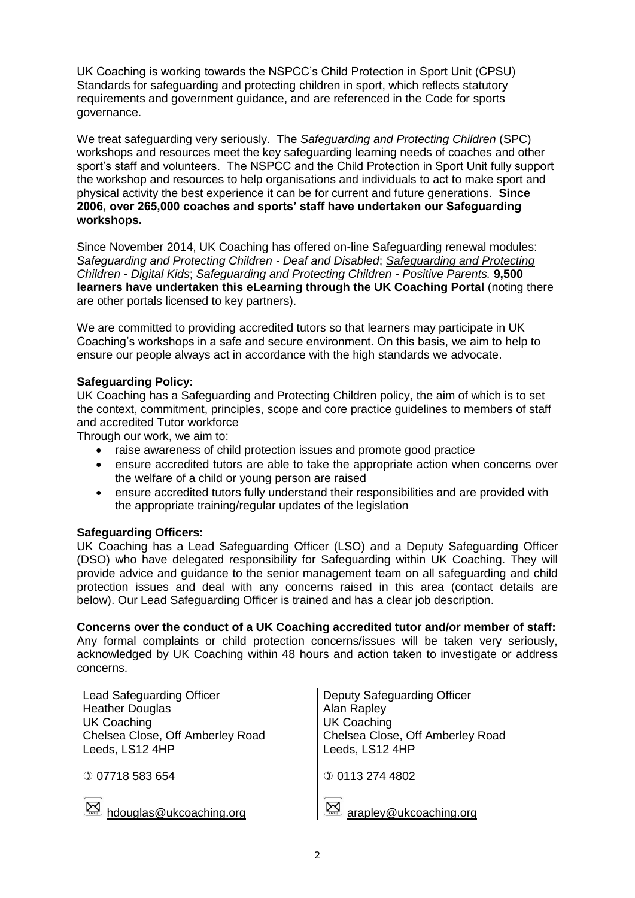UK Coaching is working towards the NSPCC's Child Protection in Sport Unit (CPSU) Standards for safeguarding and protecting children in sport, which reflects statutory requirements and government guidance, and are referenced in the Code for sports governance.

We treat safeguarding very seriously. The *Safeguarding and Protecting Children* (SPC) workshops and resources meet the key safeguarding learning needs of coaches and other sport's staff and volunteers. The NSPCC and the Child Protection in Sport Unit fully support the workshop and resources to help organisations and individuals to act to make sport and physical activity the best experience it can be for current and future generations. **Since 2006, over 265,000 coaches and sports' staff have undertaken our Safeguarding workshops.**

Since November 2014, UK Coaching has offered on-line Safeguarding renewal modules: *Safeguarding and Protecting Children - Deaf and Disabled*; *Safeguarding and Protecting Children - Digital Kids*; *Safeguarding and Protecting Children - Positive Parents.* **9,500 learners have undertaken this eLearning through the UK Coaching Portal** (noting there are other portals licensed to key partners).

We are committed to providing accredited tutors so that learners may participate in UK Coaching's workshops in a safe and secure environment. On this basis, we aim to help to ensure our people always act in accordance with the high standards we advocate.

**Safeguarding Policy:**
UK Coaching has a Safeguarding and Protecting Children policy, the aim of which is to set the context, commitment, principles, scope and core practice guidelines to members of staff and accredited Tutor workforce

Through our work, we aim to:

- raise awareness of child protection issues and promote good practice
- ensure accredited tutors are able to take the appropriate action when concerns over the welfare of a child or young person are raised
- ensure accredited tutors fully understand their responsibilities and are provided with the appropriate training/regular updates of the legislation

**Safeguarding Officers:**
UK Coaching has a Lead Safeguarding Officer (LSO) and a Deputy Safeguarding Officer (DSO) who have delegated responsibility for Safeguarding within UK Coaching. They will provide advice and guidance to the senior management team on all safeguarding and child protection issues and deal with any concerns raised in this area (contact details are below). Our Lead Safeguarding Officer is trained and has a clear job description.

**Concerns over the conduct of a UK Coaching accredited tutor and/or member of staff:**
Any formal complaints or child protection concerns/issues will be taken very seriously, acknowledged by UK Coaching within 48 hours and action taken to investigate or address concerns.

| Lead Safeguarding Officer | Deputy Safeguarding Officer |
|---|---|
| Heather Douglas<br>UK Coaching<br>Chelsea Close, Off Amberley Road<br>Leeds, LS12 4HP | Alan Rapley<br>UK Coaching<br>Chelsea Close, Off Amberley Road<br>Leeds, LS12 4HP |
| 07718 583 654 | 0113 274 4802 |
| hdouglas@ukcoaching.org | arapley@ukcoaching.org |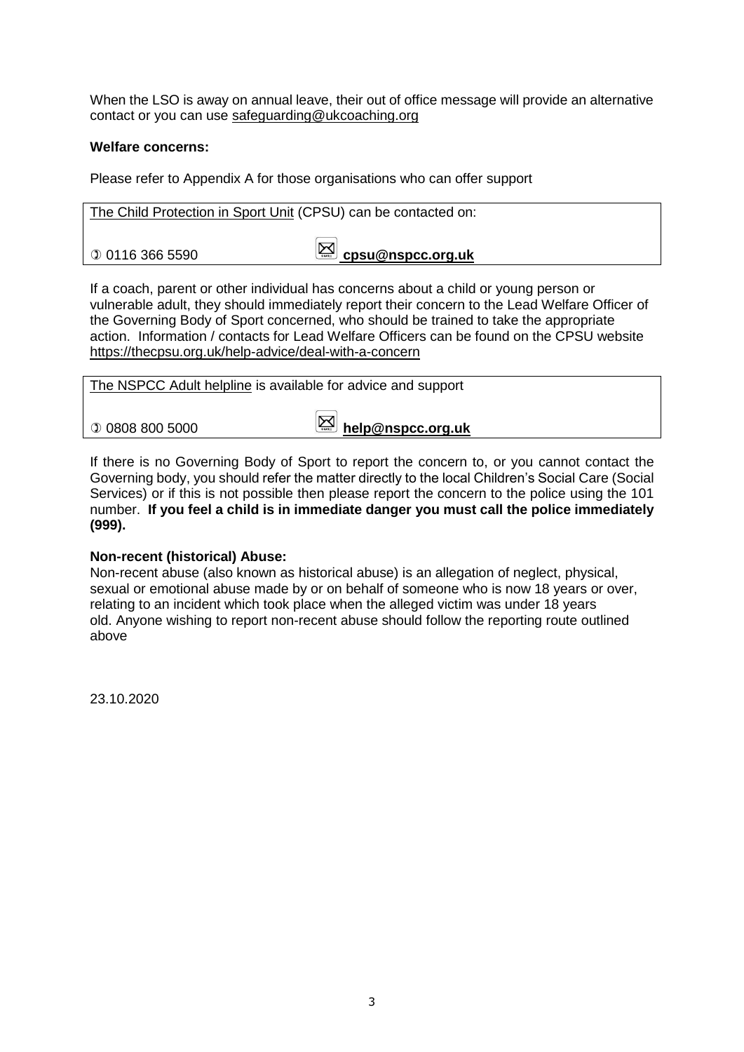When the LSO is away on annual leave, their out of office message will provide an alternative contact or you can use safeguarding@ukcoaching.org

**Welfare concerns:**

Please refer to Appendix A for those organisations who can offer support

| The Child Protection in Sport Unit (CPSU) can be contacted on: | |
|---|---|
| 0116 366 5590 | **cpsu@nspcc.org.uk** |

If a coach, parent or other individual has concerns about a child or young person or vulnerable adult, they should immediately report their concern to the Lead Welfare Officer of the Governing Body of Sport concerned, who should be trained to take the appropriate action. Information / contacts for Lead Welfare Officers can be found on the CPSU website https://thecpsu.org.uk/help-advice/deal-with-a-concern

| The NSPCC Adult helpline is available for advice and support | |
|---|---|
| 0808 800 5000 | **help@nspcc.org.uk** |

If there is no Governing Body of Sport to report the concern to, or you cannot contact the Governing body, you should refer the matter directly to the local Children's Social Care (Social Services) or if this is not possible then please report the concern to the police using the 101 number. **If you feel a child is in immediate danger you must call the police immediately (999).**

**Non-recent (historical) Abuse:**

Non-recent abuse (also known as historical abuse) is an allegation of neglect, physical, sexual or emotional abuse made by or on behalf of someone who is now 18 years or over, relating to an incident which took place when the alleged victim was under 18 years old. Anyone wishing to report non-recent abuse should follow the reporting route outlined above

23.10.2020